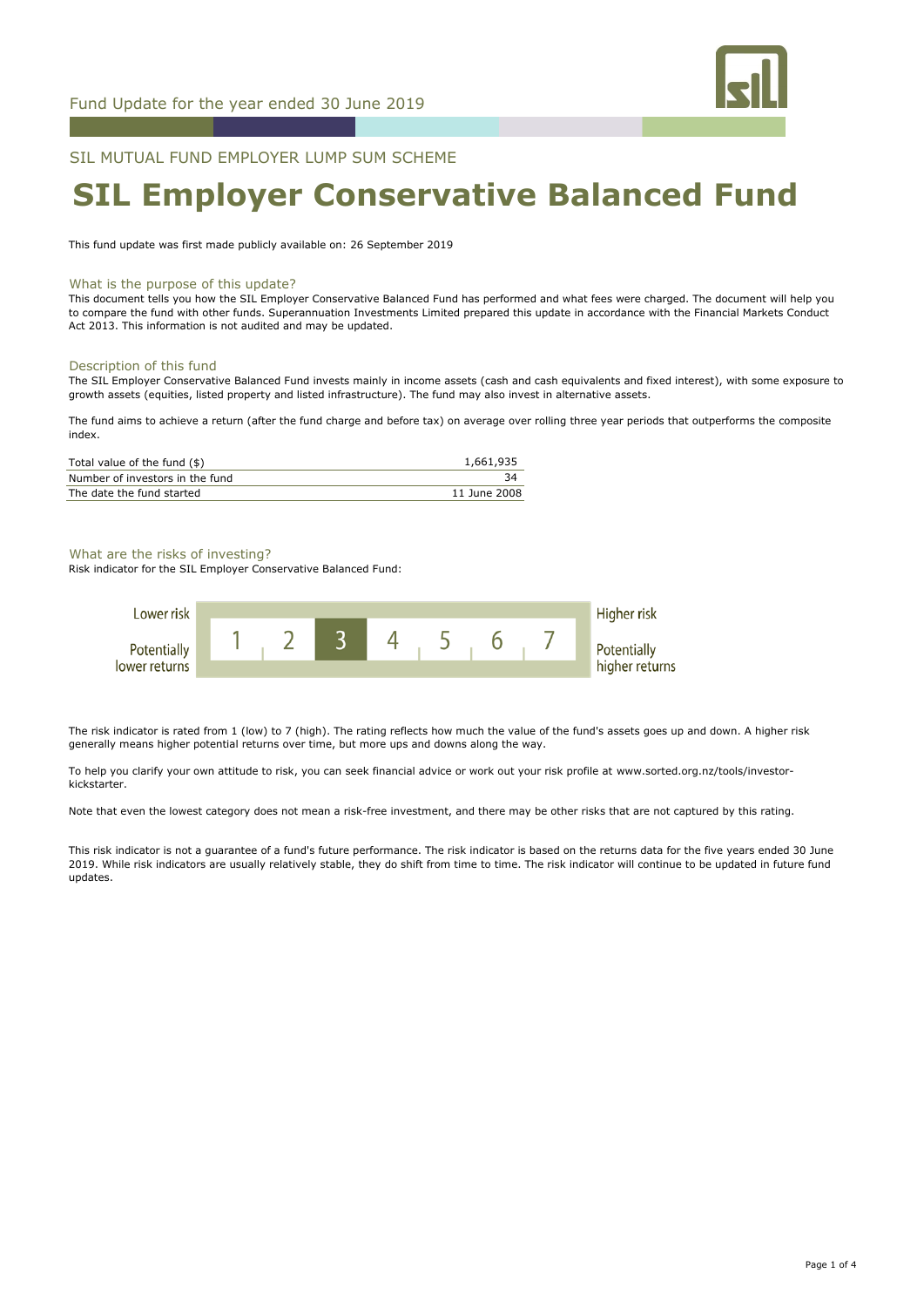Fund Update for the year ended 30 June 2019

SIL MUTUAL FUND EMPLOYER LUMP SUM SCHEME

# SIL Employer Conservative Balanced Fund

This fund update was first made publicly available on: 26 September 2019

## What is the purpose of this update?

This document tells you how the SIL Employer Conservative Balanced Fund has performed and what fees were charged. The document will help you to compare the fund with other funds. Superannuation Investments Limited prepared this update in accordance with the Financial Markets Conduct Act 2013. This information is not audited and may be updated.

## Description of this fund

The SIL Employer Conservative Balanced Fund invests mainly in income assets (cash and cash equivalents and fixed interest), with some exposure to growth assets (equities, listed property and listed infrastructure). The fund may also invest in alternative assets.

The fund aims to achieve a return (after the fund charge and before tax) on average over rolling three year periods that outperforms the composite index.

| | |
|---|---|
| Total value of the fund ($) | 1,661,935 |
| Number of investors in the fund | 34 |
| The date the fund started | 11 June 2008 |

## What are the risks of investing?

Risk indicator for the SIL Employer Conservative Balanced Fund:

| Lower risk / Potentially lower returns | 1 | 2 | **3** | 4 | 5 | 6 | 7 | Higher risk / Potentially higher returns |
|---|---|---|---|---|---|---|---|---|

The risk indicator is rated from 1 (low) to 7 (high). The rating reflects how much the value of the fund's assets goes up and down. A higher risk generally means higher potential returns over time, but more ups and downs along the way.

To help you clarify your own attitude to risk, you can seek financial advice or work out your risk profile at www.sorted.org.nz/tools/investor-kickstarter.

Note that even the lowest category does not mean a risk-free investment, and there may be other risks that are not captured by this rating.

This risk indicator is not a guarantee of a fund's future performance. The risk indicator is based on the returns data for the five years ended 30 June 2019. While risk indicators are usually relatively stable, they do shift from time to time. The risk indicator will continue to be updated in future fund updates.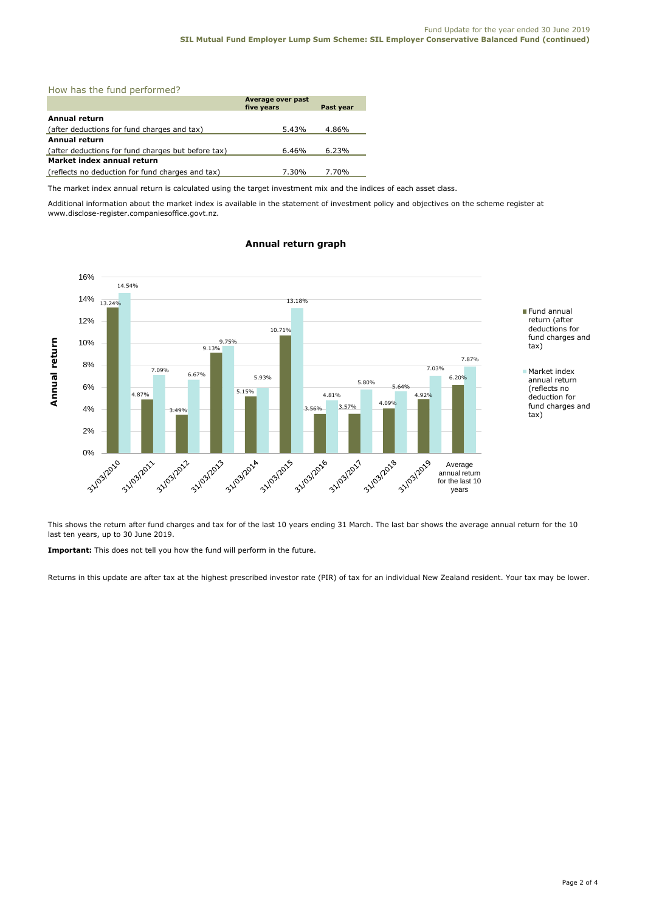## How has the fund performed?

| | Average over past five years | Past year |
|---|---|---|
| **Annual return** | | |
| (after deductions for fund charges and tax) | 5.43% | 4.86% |
| **Annual return** | | |
| (after deductions for fund charges but before tax) | 6.46% | 6.23% |
| **Market index annual return** | | |
| (reflects no deduction for fund charges and tax) | 7.30% | 7.70% |

The market index annual return is calculated using the target investment mix and the indices of each asset class.

Additional information about the market index is available in the statement of investment policy and objectives on the scheme register at www.disclose-register.companiesoffice.govt.nz.

### Annual return graph

| | Fund annual return (after deductions for fund charges and tax) | Market index annual return (reflects no deduction for fund charges and tax) |
|---|---|---|
| 31/03/2010 | 13.24% | 14.54% |
| 31/03/2011 | 4.87% | 7.09% |
| 31/03/2012 | 3.49% | 6.67% |
| 31/03/2013 | 9.13% | 9.75% |
| 31/03/2014 | 5.15% | 5.93% |
| 31/03/2015 | 10.71% | 13.18% |
| 31/03/2016 | 3.56% | 4.81% |
| 31/03/2017 | 3.57% | 5.80% |
| 31/03/2018 | 4.09% | 5.64% |
| 31/03/2019 | 4.92% | 7.03% |
| Average annual return for the last 10 years | 6.20% | 7.87% |

This shows the return after fund charges and tax for of the last 10 years ending 31 March. The last bar shows the average annual return for the 10 last ten years, up to 30 June 2019.

**Important:** This does not tell you how the fund will perform in the future.

Returns in this update are after tax at the highest prescribed investor rate (PIR) of tax for an individual New Zealand resident. Your tax may be lower.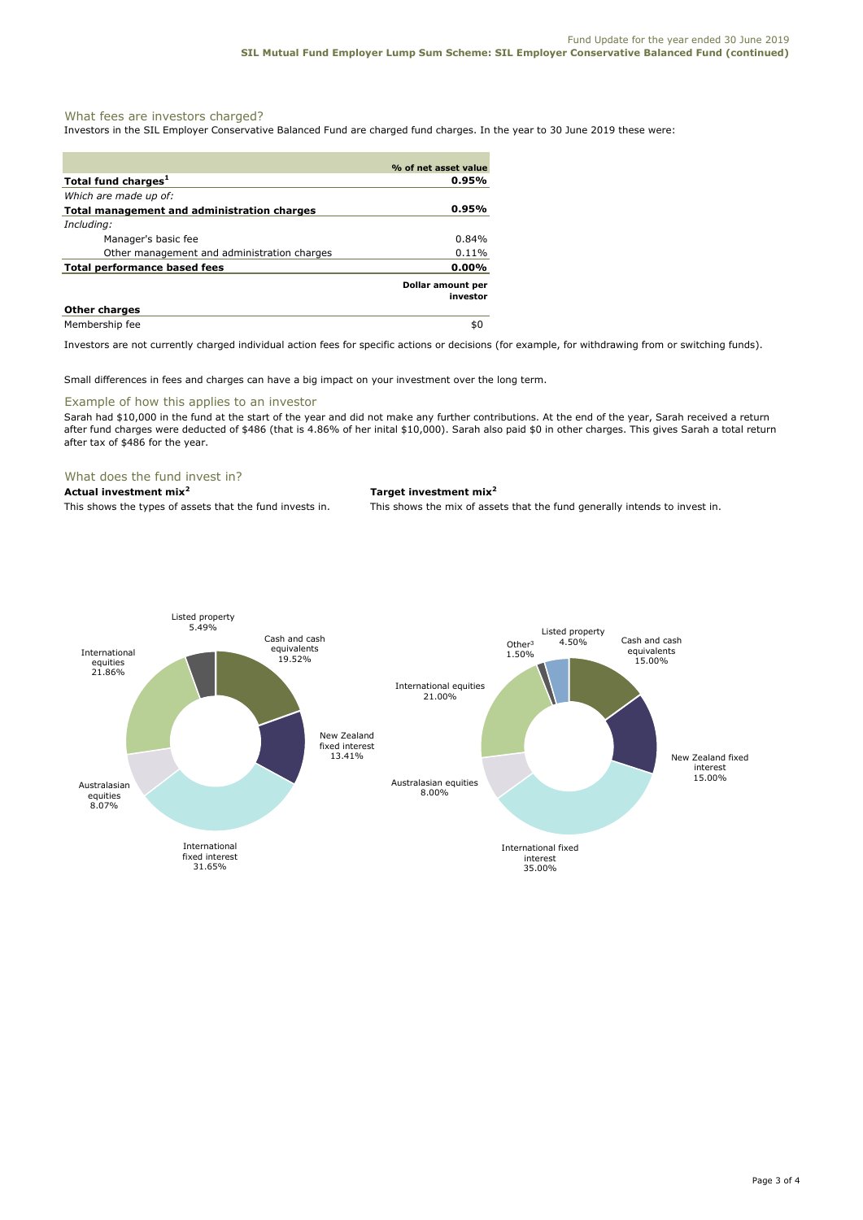## What fees are investors charged?

Investors in the SIL Employer Conservative Balanced Fund are charged fund charges. In the year to 30 June 2019 these were:

| | % of net asset value |
|---|---|
| **Total fund charges[1]** | **0.95%** |
| *Which are made up of:* | |
| **Total management and administration charges** | **0.95%** |
| *Including:* | |
| Manager's basic fee | 0.84% |
| Other management and administration charges | 0.11% |
| **Total performance based fees** | **0.00%** |
| | **Dollar amount per investor** |
| **Other charges** | |
| Membership fee | $0 |

Investors are not currently charged individual action fees for specific actions or decisions (for example, for withdrawing from or switching funds).

Small differences in fees and charges can have a big impact on your investment over the long term.

## Example of how this applies to an investor

Sarah had $10,000 in the fund at the start of the year and did not make any further contributions. At the end of the year, Sarah received a return after fund charges were deducted of $486 (that is 4.86% of her inital $10,000). Sarah also paid $0 in other charges. This gives Sarah a total return after tax of $486 for the year.

## What does the fund invest in?

**Actual investment mix[2]**

This shows the types of assets that the fund invests in.

| Asset | % |
|---|---|
| Cash and cash equivalents | 19.52% |
| New Zealand fixed interest | 13.41% |
| International fixed interest | 31.65% |
| Australasian equities | 8.07% |
| International equities | 21.86% |
| Listed property | 5.49% |

**Target investment mix[2]**

This shows the mix of assets that the fund generally intends to invest in.

| Asset | % |
|---|---|
| Cash and cash equivalents | 15.00% |
| New Zealand fixed interest | 15.00% |
| International fixed interest | 35.00% |
| Australasian equities | 8.00% |
| International equities | 21.00% |
| Listed property | 4.50% |
| Other[3] | 1.50% |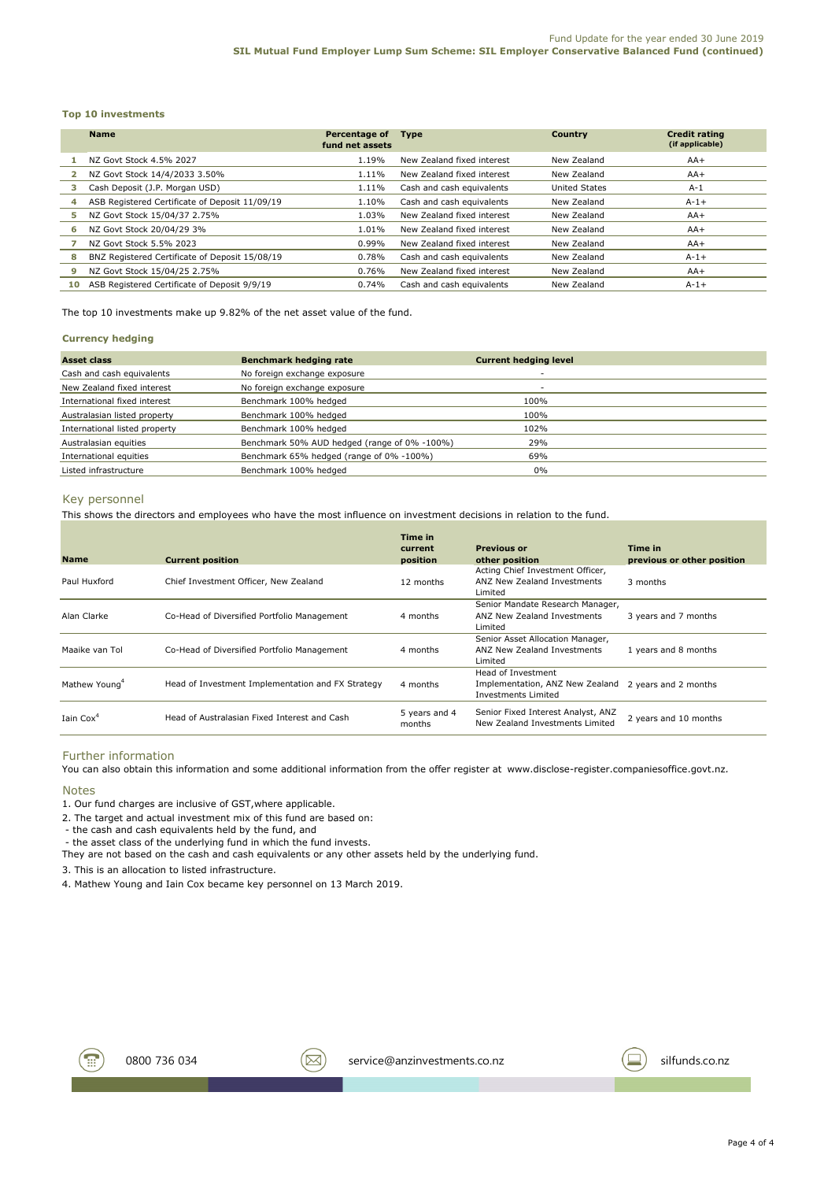### Top 10 investments

| | Name | Percentage of fund net assets | Type | Country | Credit rating (if applicable) |
|---|---|---|---|---|---|
| 1 | NZ Govt Stock 4.5% 2027 | 1.19% | New Zealand fixed interest | New Zealand | AA+ |
| 2 | NZ Govt Stock 14/4/2033 3.50% | 1.11% | New Zealand fixed interest | New Zealand | AA+ |
| 3 | Cash Deposit (J.P. Morgan USD) | 1.11% | Cash and cash equivalents | United States | A-1 |
| 4 | ASB Registered Certificate of Deposit 11/09/19 | 1.10% | Cash and cash equivalents | New Zealand | A-1+ |
| 5 | NZ Govt Stock 15/04/37 2.75% | 1.03% | New Zealand fixed interest | New Zealand | AA+ |
| 6 | NZ Govt Stock 20/04/29 3% | 1.01% | New Zealand fixed interest | New Zealand | AA+ |
| 7 | NZ Govt Stock 5.5% 2023 | 0.99% | New Zealand fixed interest | New Zealand | AA+ |
| 8 | BNZ Registered Certificate of Deposit 15/08/19 | 0.78% | Cash and cash equivalents | New Zealand | A-1+ |
| 9 | NZ Govt Stock 15/04/25 2.75% | 0.76% | New Zealand fixed interest | New Zealand | AA+ |
| 10 | ASB Registered Certificate of Deposit 9/9/19 | 0.74% | Cash and cash equivalents | New Zealand | A-1+ |

The top 10 investments make up 9.82% of the net asset value of the fund.

### Currency hedging

| Asset class | Benchmark hedging rate | Current hedging level |
|---|---|---|
| Cash and cash equivalents | No foreign exchange exposure | - |
| New Zealand fixed interest | No foreign exchange exposure | - |
| International fixed interest | Benchmark 100% hedged | 100% |
| Australasian listed property | Benchmark 100% hedged | 100% |
| International listed property | Benchmark 100% hedged | 102% |
| Australasian equities | Benchmark 50% AUD hedged (range of 0% -100%) | 29% |
| International equities | Benchmark 65% hedged (range of 0% -100%) | 69% |
| Listed infrastructure | Benchmark 100% hedged | 0% |

## Key personnel

This shows the directors and employees who have the most influence on investment decisions in relation to the fund.

| Name | Current position | Time in current position | Previous or other position | Time in previous or other position |
|---|---|---|---|---|
| Paul Huxford | Chief Investment Officer, New Zealand | 12 months | Acting Chief Investment Officer, ANZ New Zealand Investments Limited | 3 months |
| Alan Clarke | Co-Head of Diversified Portfolio Management | 4 months | Senior Mandate Research Manager, ANZ New Zealand Investments Limited | 3 years and 7 months |
| Maaike van Tol | Co-Head of Diversified Portfolio Management | 4 months | Senior Asset Allocation Manager, ANZ New Zealand Investments Limited | 1 years and 8 months |
| Mathew Young[4] | Head of Investment Implementation and FX Strategy | 4 months | Head of Investment Implementation, ANZ New Zealand Investments Limited | 2 years and 2 months |
| Iain Cox[4] | Head of Australasian Fixed Interest and Cash | 5 years and 4 months | Senior Fixed Interest Analyst, ANZ New Zealand Investments Limited | 2 years and 10 months |

## Further information

You can also obtain this information and some additional information from the offer register at www.disclose-register.companiesoffice.govt.nz.

## Notes

1. Our fund charges are inclusive of GST,where applicable.
2. The target and actual investment mix of this fund are based on:
 - the cash and cash equivalents held by the fund, and
 - the asset class of the underlying fund in which the fund invests.

They are not based on the cash and cash equivalents or any other assets held by the underlying fund.

3. This is an allocation to listed infrastructure.
4. Mathew Young and Iain Cox became key personnel on 13 March 2019.

0800 736 034 service@anzinvestments.co.nz silfunds.co.nz